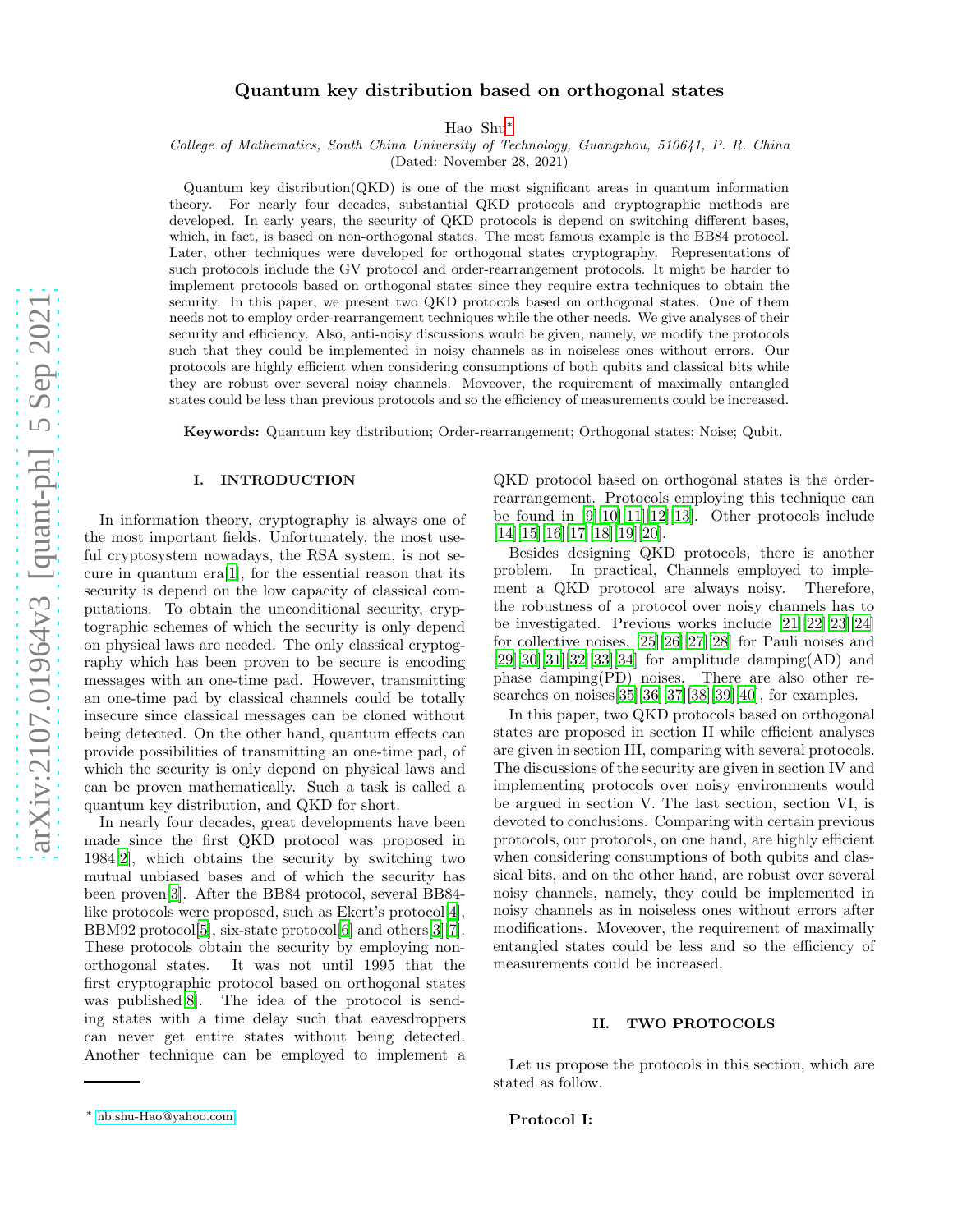# Quantum key distribution based on orthogonal states

Hao Shu*

*College of Mathematics, South China University of Technology, Guangzhou, 510641, P. R. China*

(Dated: November 28, 2021)

Quantum key distribution(QKD) is one of the most significant areas in quantum information theory. For nearly four decades, substantial QKD protocols and cryptographic methods are developed. In early years, the security of QKD protocols is depend on switching different bases, which, in fact, is based on non-orthogonal states. The most famous example is the BB84 protocol. Later, other techniques were developed for orthogonal states cryptography. Representations of such protocols include the GV protocol and order-rearrangement protocols. It might be harder to implement protocols based on orthogonal states since they require extra techniques to obtain the security. In this paper, we present two QKD protocols based on orthogonal states. One of them needs not to employ order-rearrangement techniques while the other needs. We give analyses of their security and efficiency. Also, anti-noisy discussions would be given, namely, we modify the protocols such that they could be implemented in noisy channels as in noiseless ones without errors. Our protocols are highly efficient when considering consumptions of both qubits and classical bits while they are robust over several noisy channels. Moveover, the requirement of maximally entangled states could be less than previous protocols and so the efficiency of measurements could be increased.

**Keywords:** Quantum key distribution; Order-rearrangement; Orthogonal states; Noise; Qubit.

## I. INTRODUCTION

In information theory, cryptography is always one of the most important fields. Unfortunately, the most useful cryptosystem nowadays, the RSA system, is not secure in quantum era[1], for the essential reason that its security is depend on the low capacity of classical computations. To obtain the unconditional security, cryptographic schemes of which the security is only depend on physical laws are needed. The only classical cryptography which has been proven to be secure is encoding messages with an one-time pad. However, transmitting an one-time pad by classical channels could be totally insecure since classical messages can be cloned without being detected. On the other hand, quantum effects can provide possibilities of transmitting an one-time pad, of which the security is only depend on physical laws and can be proven mathematically. Such a task is called a quantum key distribution, and QKD for short.

In nearly four decades, great developments have been made since the first QKD protocol was proposed in 1984[2], which obtains the security by switching two mutual unbiased bases and of which the security has been proven[3]. After the BB84 protocol, several BB84-like protocols were proposed, such as Ekert's protocol[4], BBM92 protocol[5], six-state protocol[6] and others[3][7]. These protocols obtain the security by employing non-orthogonal states. It was not until 1995 that the first cryptographic protocol based on orthogonal states was published[8]. The idea of the protocol is sending states with a time delay such that eavesdroppers can never get entire states without being detected. Another technique can be employed to implement a QKD protocol based on orthogonal states is the order-rearrangement. Protocols employing this technique can be found in [9][10][11][12][13]. Other protocols include [14][15][16][17][18][19][20].

Besides designing QKD protocols, there is another problem. In practical, Channels employed to implement a QKD protocol are always noisy. Therefore, the robustness of a protocol over noisy channels has to be investigated. Previous works include [21][22][23][24] for collective noises, [25][26][27][28] for Pauli noises and [29][30][31][32][33][34] for amplitude damping(AD) and phase damping(PD) noises. There are also other researches on noises[35][36][37][38][39][40], for examples.

In this paper, two QKD protocols based on orthogonal states are proposed in section II while efficient analyses are given in section III, comparing with several protocols. The discussions of the security are given in section IV and implementing protocols over noisy environments would be argued in section V. The last section, section VI, is devoted to conclusions. Comparing with certain previous protocols, our protocols, on one hand, are highly efficient when considering consumptions of both qubits and classical bits, and on the other hand, are robust over several noisy channels, namely, they could be implemented in noisy channels as in noiseless ones without errors after modifications. Moveover, the requirement of maximally entangled states could be less and so the efficiency of measurements could be increased.

## II. TWO PROTOCOLS

Let us propose the protocols in this section, which are stated as follow.

**Protocol I:**

* hb.shu-Hao@yahoo.com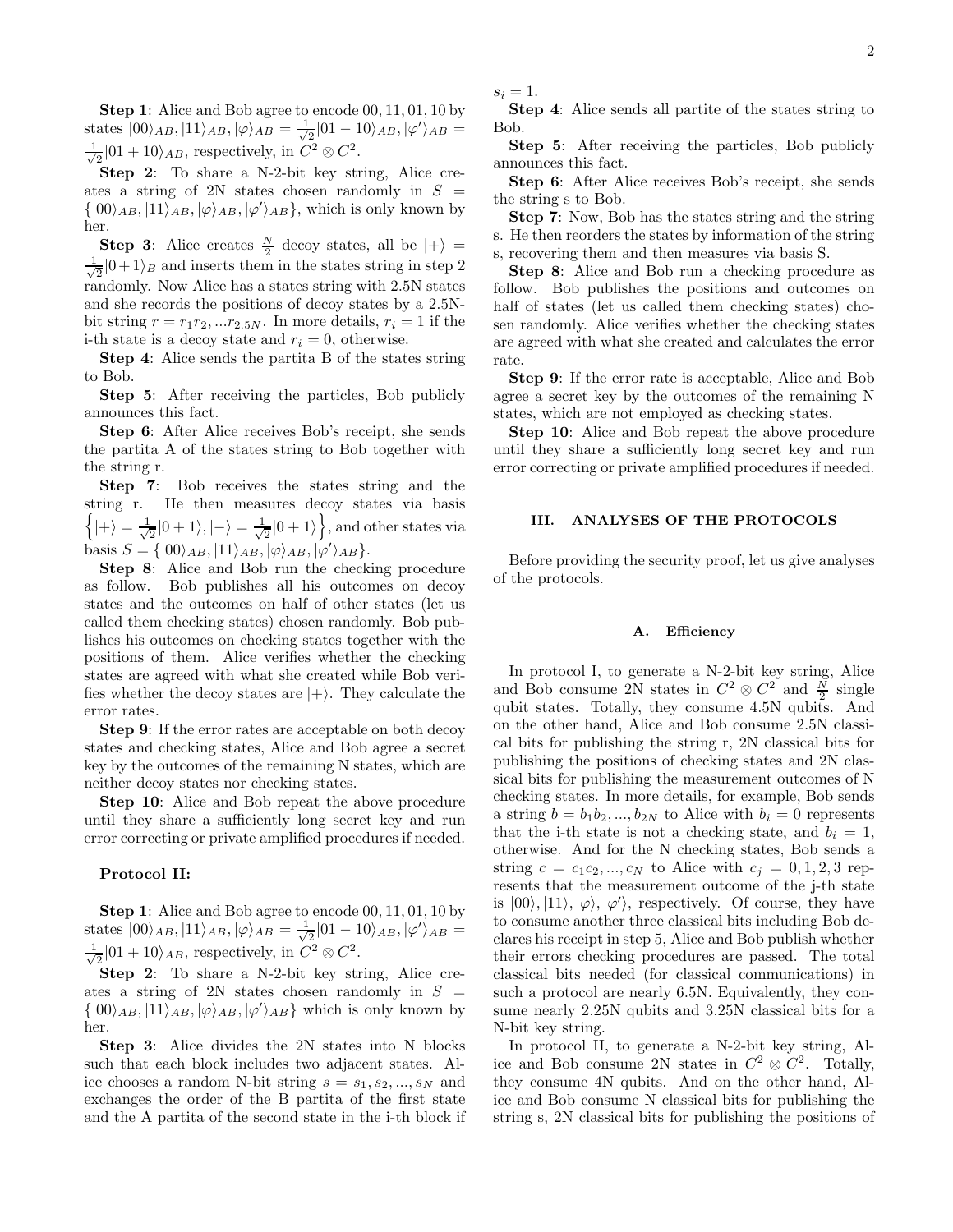**Step 1**: Alice and Bob agree to encode 00, 11, 01, 10 by states $|00\rangle_{AB}, |11\rangle_{AB}, |\varphi\rangle_{AB} = \frac{1}{\sqrt{2}}|01-10\rangle_{AB}, |\varphi'\rangle_{AB} = \frac{1}{\sqrt{2}}|01+10\rangle_{AB}$, respectively, in $C^2 \otimes C^2$.

**Step 2**: To share a N-2-bit key string, Alice creates a string of 2N states chosen randomly in $S = \{|00\rangle_{AB}, |11\rangle_{AB}, |\varphi\rangle_{AB}, |\varphi'\rangle_{AB}\}$, which is only known by her.

**Step 3**: Alice creates $\frac{N}{2}$ decoy states, all be $|+\rangle = \frac{1}{\sqrt{2}}|0+1\rangle_B$ and inserts them in the states string in step 2 randomly. Now Alice has a states string with 2.5N states and she records the positions of decoy states by a 2.5N-bit string $r = r_1 r_2, ... r_{2.5N}$. In more details, $r_i = 1$ if the i-th state is a decoy state and $r_i = 0$, otherwise.

**Step 4**: Alice sends the partita B of the states string to Bob.

**Step 5**: After receiving the particles, Bob publicly announces this fact.

**Step 6**: After Alice receives Bob's receipt, she sends the partita A of the states string to Bob together with the string r.

**Step 7**: Bob receives the states string and the string r. He then measures decoy states via basis $\left\{|+\rangle = \frac{1}{\sqrt{2}}|0+1\rangle, |-\rangle = \frac{1}{\sqrt{2}}|0+1\rangle\right\}$, and other states via basis $S = \{|00\rangle_{AB}, |11\rangle_{AB}, |\varphi\rangle_{AB}, |\varphi'\rangle_{AB}\}$.

**Step 8**: Alice and Bob run the checking procedure as follow. Bob publishes all his outcomes on decoy states and the outcomes on half of other states (let us called them checking states) chosen randomly. Bob publishes his outcomes on checking states together with the positions of them. Alice verifies whether the checking states are agreed with what she created while Bob verifies whether the decoy states are $|+\rangle$. They calculate the error rates.

**Step 9**: If the error rates are acceptable on both decoy states and checking states, Alice and Bob agree a secret key by the outcomes of the remaining N states, which are neither decoy states nor checking states.

**Step 10**: Alice and Bob repeat the above procedure until they share a sufficiently long secret key and run error correcting or private amplified procedures if needed.

**Protocol II:**

**Step 1**: Alice and Bob agree to encode 00, 11, 01, 10 by states $|00\rangle_{AB}, |11\rangle_{AB}, |\varphi\rangle_{AB} = \frac{1}{\sqrt{2}}|01-10\rangle_{AB}, |\varphi'\rangle_{AB} = \frac{1}{\sqrt{2}}|01+10\rangle_{AB}$, respectively, in $C^2 \otimes C^2$.

**Step 2**: To share a N-2-bit key string, Alice creates a string of 2N states chosen randomly in $S = \{|00\rangle_{AB}, |11\rangle_{AB}, |\varphi\rangle_{AB}, |\varphi'\rangle_{AB}\}$ which is only known by her.

**Step 3**: Alice divides the 2N states into N blocks such that each block includes two adjacent states. Alice chooses a random N-bit string $s = s_1, s_2, ..., s_N$ and exchanges the order of the B partita of the first state and the A partita of the second state in the i-th block if $s_i = 1$.

**Step 4**: Alice sends all partite of the states string to Bob.

**Step 5**: After receiving the particles, Bob publicly announces this fact.

**Step 6**: After Alice receives Bob's receipt, she sends the string s to Bob.

**Step 7**: Now, Bob has the states string and the string s. He then reorders the states by information of the string s, recovering them and then measures via basis S.

**Step 8**: Alice and Bob run a checking procedure as follow. Bob publishes the positions and outcomes on half of states (let us called them checking states) chosen randomly. Alice verifies whether the checking states are agreed with what she created and calculates the error rate.

**Step 9**: If the error rate is acceptable, Alice and Bob agree a secret key by the outcomes of the remaining N states, which are not employed as checking states.

**Step 10**: Alice and Bob repeat the above procedure until they share a sufficiently long secret key and run error correcting or private amplified procedures if needed.

## III. ANALYSES OF THE PROTOCOLS

Before providing the security proof, let us give analyses of the protocols.

### A. Efficiency

In protocol I, to generate a N-2-bit key string, Alice and Bob consume 2N states in $C^2 \otimes C^2$ and $\frac{N}{2}$ single qubit states. Totally, they consume 4.5N qubits. And on the other hand, Alice and Bob consume 2.5N classical bits for publishing the string r, 2N classical bits for publishing the positions of checking states and 2N classical bits for publishing the measurement outcomes of N checking states. In more details, for example, Bob sends a string $b = b_1 b_2, ..., b_{2N}$ to Alice with $b_i = 0$ represents that the i-th state is not a checking state, and $b_i = 1$, otherwise. And for the N checking states, Bob sends a string $c = c_1 c_2, ..., c_N$ to Alice with $c_j = 0, 1, 2, 3$ represents that the measurement outcome of the j-th state is $|00\rangle, |11\rangle, |\varphi\rangle, |\varphi'\rangle$, respectively. Of course, they have to consume another three classical bits including Bob declares his receipt in step 5, Alice and Bob publish whether their errors checking procedures are passed. The total classical bits needed (for classical communications) in such a protocol are nearly 6.5N. Equivalently, they consume nearly 2.25N qubits and 3.25N classical bits for a N-bit key string.

In protocol II, to generate a N-2-bit key string, Alice and Bob consume 2N states in $C^2 \otimes C^2$. Totally, they consume 4N qubits. And on the other hand, Alice and Bob consume N classical bits for publishing the string s, 2N classical bits for publishing the positions of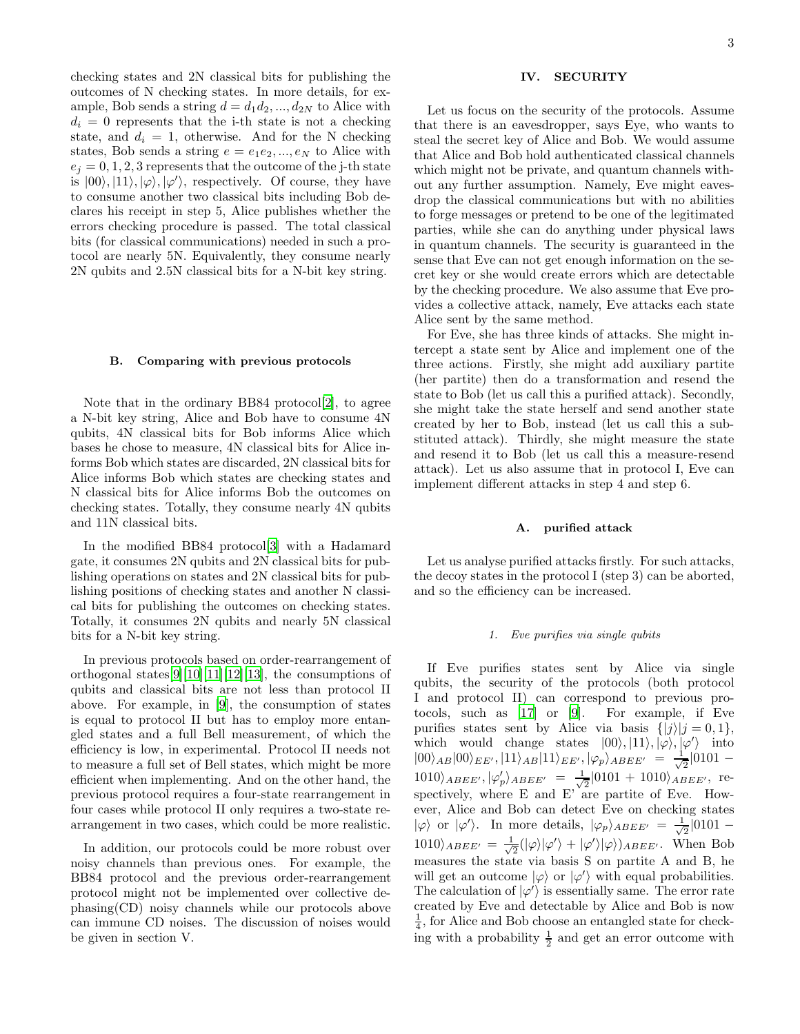checking states and 2N classical bits for publishing the outcomes of N checking states. In more details, for example, Bob sends a string $d = d_1 d_2, ..., d_{2N}$ to Alice with $d_i = 0$ represents that the i-th state is not a checking state, and $d_i = 1$, otherwise. And for the N checking states, Bob sends a string $e = e_1 e_2, ..., e_N$ to Alice with $e_j = 0, 1, 2, 3$ represents that the outcome of the j-th state is $|00\rangle, |11\rangle, |\varphi\rangle, |\varphi'\rangle$, respectively. Of course, they have to consume another two classical bits including Bob declares his receipt in step 5, Alice publishes whether the errors checking procedure is passed. The total classical bits (for classical communications) needed in such a protocol are nearly 5N. Equivalently, they consume nearly 2N qubits and 2.5N classical bits for a N-bit key string.

### B. Comparing with previous protocols

Note that in the ordinary BB84 protocol[2], to agree a N-bit key string, Alice and Bob have to consume 4N qubits, 4N classical bits for Bob informs Alice which bases he chose to measure, 4N classical bits for Alice informs Bob which states are discarded, 2N classical bits for Alice informs Bob which states are checking states and N classical bits for Alice informs Bob the outcomes on checking states. Totally, they consume nearly 4N qubits and 11N classical bits.

In the modified BB84 protocol[3] with a Hadamard gate, it consumes 2N qubits and 2N classical bits for publishing operations on states and 2N classical bits for publishing positions of checking states and another N classical bits for publishing the outcomes on checking states. Totally, it consumes 2N qubits and nearly 5N classical bits for a N-bit key string.

In previous protocols based on order-rearrangement of orthogonal states[9][10][11][12][13], the consumptions of qubits and classical bits are not less than protocol II above. For example, in [9], the consumption of states is equal to protocol II but has to employ more entangled states and a full Bell measurement, of which the efficiency is low, in experimental. Protocol II needs not to measure a full set of Bell states, which might be more efficient when implementing. And on the other hand, the previous protocol requires a four-state rearrangement in four cases while protocol II only requires a two-state rearrangement in two cases, which could be more realistic.

In addition, our protocols could be more robust over noisy channels than previous ones. For example, the BB84 protocol and the previous order-rearrangement protocol might not be implemented over collective dephasing(CD) noisy channels while our protocols above can immune CD noises. The discussion of noises would be given in section V.

## IV. SECURITY

Let us focus on the security of the protocols. Assume that there is an eavesdropper, says Eye, who wants to steal the secret key of Alice and Bob. We would assume that Alice and Bob hold authenticated classical channels which might not be private, and quantum channels without any further assumption. Namely, Eve might eavesdrop the classical communications but with no abilities to forge messages or pretend to be one of the legitimated parties, while she can do anything under physical laws in quantum channels. The security is guaranteed in the sense that Eve can not get enough information on the secret key or she would create errors which are detectable by the checking procedure. We also assume that Eve provides a collective attack, namely, Eve attacks each state Alice sent by the same method.

For Eve, she has three kinds of attacks. She might intercept a state sent by Alice and implement one of the three actions. Firstly, she might add auxiliary partite (her partite) then do a transformation and resend the state to Bob (let us call this a purified attack). Secondly, she might take the state herself and send another state created by her to Bob, instead (let us call this a substituted attack). Thirdly, she might measure the state and resend it to Bob (let us call this a measure-resend attack). Let us also assume that in protocol I, Eve can implement different attacks in step 4 and step 6.

### A. purified attack

Let us analyse purified attacks firstly. For such attacks, the decoy states in the protocol I (step 3) can be aborted, and so the efficiency can be increased.

#### 1. Eve purifies via single qubits

If Eve purifies states sent by Alice via single qubits, the security of the protocols (both protocol I and protocol II) can correspond to previous protocols, such as [17] or [9]. For example, if Eve purifies states sent by Alice via basis $\{|j\rangle | j = 0, 1\}$, which would change states $|00\rangle, |11\rangle, |\varphi\rangle, |\varphi'\rangle$ into $|00\rangle_{AB}|00\rangle_{EE'}, |11\rangle_{AB}|11\rangle_{EE'}, |\varphi_p\rangle_{ABEE'} = \frac{1}{\sqrt{2}}|0101 - 1010\rangle_{ABEE'}, |\varphi'_p\rangle_{ABEE'} = \frac{1}{\sqrt{2}}|0101 + 1010\rangle_{ABEE'}$, respectively, where E and E' are partite of Eve. However, Alice and Bob can detect Eve on checking states $|\varphi\rangle$ or $|\varphi'\rangle$. In more details, $|\varphi_p\rangle_{ABEE'} = \frac{1}{\sqrt{2}}|0101 - 1010\rangle_{ABEE'} = \frac{1}{\sqrt{2}}(|\varphi\rangle|\varphi'\rangle + |\varphi'\rangle|\varphi\rangle)_{ABEE'}$. When Bob measures the state via basis S on partite A and B, he will get an outcome $|\varphi\rangle$ or $|\varphi'\rangle$ with equal probabilities. The calculation of $|\varphi'\rangle$ is essentially same. The error rate created by Eve and detectable by Alice and Bob is now $\frac{1}{4}$, for Alice and Bob choose an entangled state for checking with a probability $\frac{1}{2}$ and get an error outcome with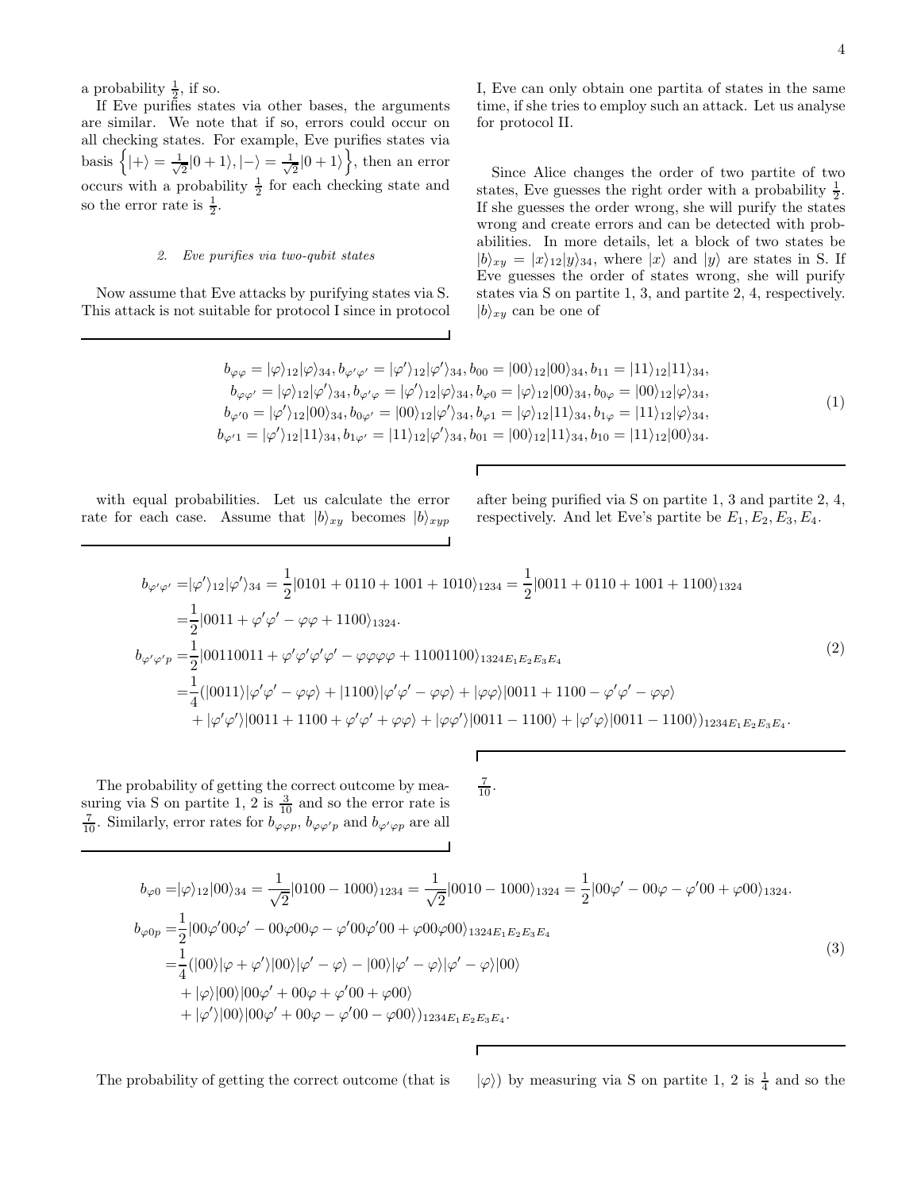a probability $\frac{1}{2}$, if so.

If Eve purifies states via other bases, the arguments are similar. We note that if so, errors could occur on all checking states. For example, Eve purifies states via basis $\left\{|+\rangle = \frac{1}{\sqrt{2}}|0+1\rangle, |-\rangle = \frac{1}{\sqrt{2}}|0+1\rangle\right\}$, then an error occurs with a probability $\frac{1}{2}$ for each checking state and so the error rate is $\frac{1}{2}$.

#### 2. Eve purifies via two-qubit states

Now assume that Eve attacks by purifying states via S. This attack is not suitable for protocol I since in protocol I, Eve can only obtain one partita of states in the same time, if she tries to employ such an attack. Let us analyse for protocol II.

Since Alice changes the order of two partite of two states, Eve guesses the right order with a probability $\frac{1}{2}$. If she guesses the order wrong, she will purify the states wrong and create errors and can be detected with probabilities. In more details, let a block of two states be $|b\rangle_{xy} = |x\rangle_{12}|y\rangle_{34}$, where $|x\rangle$ and $|y\rangle$ are states in S. If Eve guesses the order of states wrong, she will purify states via S on partite 1, 3, and partite 2, 4, respectively. $|b\rangle_{xy}$ can be one of

$$
\begin{aligned}
b_{\varphi\varphi} = |\varphi\rangle_{12}|\varphi\rangle_{34}, b_{\varphi'\varphi'} = |\varphi'\rangle_{12}|\varphi'\rangle_{34}, b_{00} = |00\rangle_{12}|00\rangle_{34}, b_{11} = |11\rangle_{12}|11\rangle_{34}, \\
b_{\varphi\varphi'} = |\varphi\rangle_{12}|\varphi'\rangle_{34}, b_{\varphi'\varphi} = |\varphi'\rangle_{12}|\varphi\rangle_{34}, b_{\varphi 0} = |\varphi\rangle_{12}|00\rangle_{34}, b_{0\varphi} = |00\rangle_{12}|\varphi\rangle_{34}, \\
b_{\varphi' 0} = |\varphi'\rangle_{12}|00\rangle_{34}, b_{0\varphi'} = |00\rangle_{12}|\varphi'\rangle_{34}, b_{\varphi 1} = |\varphi\rangle_{12}|11\rangle_{34}, b_{1\varphi} = |11\rangle_{12}|\varphi\rangle_{34}, \\
b_{\varphi' 1} = |\varphi'\rangle_{12}|11\rangle_{34}, b_{1\varphi'} = |11\rangle_{12}|\varphi'\rangle_{34}, b_{01} = |00\rangle_{12}|11\rangle_{34}, b_{10} = |11\rangle_{12}|00\rangle_{34}.
\end{aligned}
\tag{1}
$$

with equal probabilities. Let us calculate the error rate for each case. Assume that $|b\rangle_{xy}$ becomes $|b\rangle_{xyp}$ after being purified via S on partite 1, 3 and partite 2, 4, respectively. And let Eve's partite be $E_1, E_2, E_3, E_4$.

$$
\begin{aligned}
b_{\varphi'\varphi'} =& |\varphi'\rangle_{12}|\varphi'\rangle_{34} = \frac{1}{2}|0101 + 0110 + 1001 + 1010\rangle_{1234} = \frac{1}{2}|0011 + 0110 + 1001 + 1100\rangle_{1324} \\
=& \frac{1}{2}|0011 + \varphi'\varphi' - \varphi\varphi + 1100\rangle_{1324}. \\
b_{\varphi'\varphi' p} =& \frac{1}{2}|00110011 + \varphi'\varphi'\varphi'\varphi' - \varphi\varphi\varphi\varphi + 11001100\rangle_{1324E_1E_2E_3E_4} \\
=& \frac{1}{4}(|0011\rangle|\varphi'\varphi' - \varphi\varphi\rangle + |1100\rangle|\varphi'\varphi' - \varphi\varphi\rangle + |\varphi\varphi\rangle|0011 + 1100 - \varphi'\varphi' - \varphi\varphi\rangle \\
&+ |\varphi'\varphi'\rangle|0011 + 1100 + \varphi'\varphi' + \varphi\varphi\rangle + |\varphi\varphi'\rangle|0011 - 1100\rangle + |\varphi'\varphi\rangle|0011 - 1100\rangle)_{1234E_1E_2E_3E_4}.
\end{aligned}
\tag{2}
$$

The probability of getting the correct outcome by measuring via S on partite 1, 2 is $\frac{3}{10}$ and so the error rate is $\frac{7}{10}$. Similarly, error rates for $b_{\varphi\varphi p}$, $b_{\varphi\varphi' p}$ and $b_{\varphi'\varphi p}$ are all $\frac{7}{10}$.

$$
\begin{aligned}
b_{\varphi 0} =& |\varphi\rangle_{12}|00\rangle_{34} = \frac{1}{\sqrt{2}}|0100 - 1000\rangle_{1234} = \frac{1}{\sqrt{2}}|0010 - 1000\rangle_{1324} = \frac{1}{2}|00\varphi' - 00\varphi - \varphi'00 + \varphi 00\rangle_{1324}. \\
b_{\varphi 0p} =& \frac{1}{2}|00\varphi'00\varphi' - 00\varphi 00\varphi - \varphi'00\varphi'00 + \varphi 00\varphi 00\rangle_{1324E_1E_2E_3E_4} \\
=& \frac{1}{4}(|00\rangle|\varphi + \varphi'\rangle|00\rangle|\varphi' - \varphi\rangle - |00\rangle|\varphi' - \varphi\rangle|\varphi' - \varphi\rangle|00\rangle \\
&+ |\varphi\rangle|00\rangle|00\varphi' + 00\varphi + \varphi'00 + \varphi 00\rangle \\
&+ |\varphi'\rangle|00\rangle|00\varphi' + 00\varphi - \varphi'00 - \varphi 00\rangle)_{1234E_1E_2E_3E_4}.
\end{aligned}
\tag{3}
$$

The probability of getting the correct outcome (that is $|\varphi\rangle$) by measuring via S on partite 1, 2 is $\frac{1}{4}$ and so the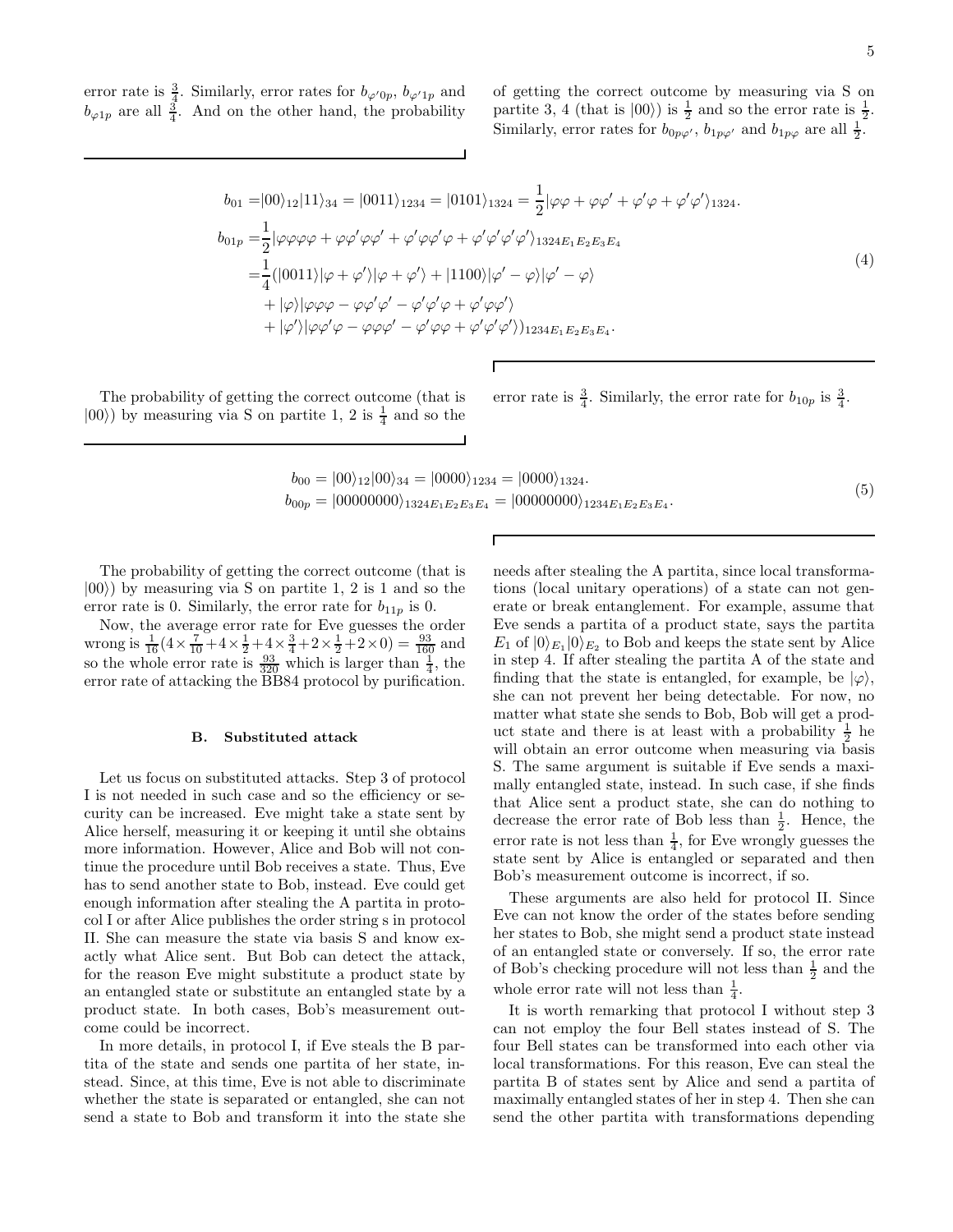error rate is $\frac{3}{4}$. Similarly, error rates for $b_{\varphi'0p}$, $b_{\varphi'1p}$ and $b_{\varphi 1p}$ are all $\frac{3}{4}$. And on the other hand, the probability of getting the correct outcome by measuring via S on partite 3, 4 (that is $|00\rangle$) is $\frac{1}{2}$ and so the error rate is $\frac{1}{2}$. Similarly, error rates for $b_{0p\varphi'}$, $b_{1p\varphi'}$ and $b_{1p\varphi}$ are all $\frac{1}{2}$.

$$
\begin{aligned}
b_{01} =& |00\rangle_{12}|11\rangle_{34} = |0011\rangle_{1234} = |0101\rangle_{1324} = \frac{1}{2}|\varphi\varphi + \varphi\varphi' + \varphi'\varphi + \varphi'\varphi'\rangle_{1324}. \\
b_{01p} =& \frac{1}{2}|\varphi\varphi\varphi\varphi + \varphi\varphi'\varphi\varphi' + \varphi'\varphi\varphi'\varphi + \varphi'\varphi'\varphi'\varphi'\rangle_{1324E_1E_2E_3E_4} \\
=& \frac{1}{4}(|0011\rangle|\varphi + \varphi'\rangle|\varphi + \varphi'\rangle + |1100\rangle|\varphi' - \varphi\rangle|\varphi' - \varphi\rangle \\
&+ |\varphi\rangle|\varphi\varphi\varphi - \varphi\varphi'\varphi' - \varphi'\varphi'\varphi + \varphi'\varphi\varphi'\rangle \\
&+ |\varphi'\rangle|\varphi\varphi'\varphi - \varphi\varphi\varphi' - \varphi'\varphi\varphi + \varphi'\varphi'\varphi'\rangle)_{1234E_1E_2E_3E_4}.
\end{aligned}
\tag{4}
$$

The probability of getting the correct outcome (that is $|00\rangle$) by measuring via S on partite 1, 2 is $\frac{1}{4}$ and so the error rate is $\frac{3}{4}$. Similarly, the error rate for $b_{10p}$ is $\frac{3}{4}$.

$$
\begin{aligned}
b_{00} &= |00\rangle_{12}|00\rangle_{34} = |0000\rangle_{1234} = |0000\rangle_{1324}. \\
b_{00p} &= |00000000\rangle_{1324E_1E_2E_3E_4} = |00000000\rangle_{1234E_1E_2E_3E_4}.
\end{aligned}
\tag{5}
$$

The probability of getting the correct outcome (that is $|00\rangle$) by measuring via S on partite 1, 2 is 1 and so the error rate is 0. Similarly, the error rate for $b_{11p}$ is 0.

Now, the average error rate for Eve guesses the order wrong is $\frac{1}{16}(4\times\frac{7}{10}+4\times\frac{1}{2}+4\times\frac{3}{4}+2\times\frac{1}{2}+2\times 0) = \frac{93}{160}$ and so the whole error rate is $\frac{93}{320}$ which is larger than $\frac{1}{4}$, the error rate of attacking the BB84 protocol by purification.

### B. Substituted attack

Let us focus on substituted attacks. Step 3 of protocol I is not needed in such case and so the efficiency or security can be increased. Eve might take a state sent by Alice herself, measuring it or keeping it until she obtains more information. However, Alice and Bob will not continue the procedure until Bob receives a state. Thus, Eve has to send another state to Bob, instead. Eve could get enough information after stealing the A partita in protocol I or after Alice publishes the order string s in protocol II. She can measure the state via basis S and know exactly what Alice sent. But Bob can detect the attack, for the reason Eve might substitute a product state by an entangled state or substitute an entangled state by a product state. In both cases, Bob's measurement outcome could be incorrect.

In more details, in protocol I, if Eve steals the B partita of the state and sends one partita of her state, instead. Since, at this time, Eve is not able to discriminate whether the state is separated or entangled, she can not send a state to Bob and transform it into the state she needs after stealing the A partita, since local transformations (local unitary operations) of a state can not generate or break entanglement. For example, assume that Eve sends a partita of a product state, says the partita $E_1$ of $|0\rangle_{E_1}|0\rangle_{E_2}$ to Bob and keeps the state sent by Alice in step 4. If after stealing the partita A of the state and finding that the state is entangled, for example, be $|\varphi\rangle$, she can not prevent her being detectable. For now, no matter what state she sends to Bob, Bob will get a product state and there is at least with a probability $\frac{1}{2}$ he will obtain an error outcome when measuring via basis S. The same argument is suitable if Eve sends a maximally entangled state, instead. In such case, if she finds that Alice sent a product state, she can do nothing to decrease the error rate of Bob less than $\frac{1}{2}$. Hence, the error rate is not less than $\frac{1}{4}$, for Eve wrongly guesses the state sent by Alice is entangled or separated and then Bob's measurement outcome is incorrect, if so.

These arguments are also held for protocol II. Since Eve can not know the order of the states before sending her states to Bob, she might send a product state instead of an entangled state or conversely. If so, the error rate of Bob's checking procedure will not less than $\frac{1}{2}$ and the whole error rate will not less than $\frac{1}{4}$.

It is worth remarking that protocol I without step 3 can not employ the four Bell states instead of S. The four Bell states can be transformed into each other via local transformations. For this reason, Eve can steal the partita B of states sent by Alice and send a partita of maximally entangled states of her in step 4. Then she can send the other partita with transformations depending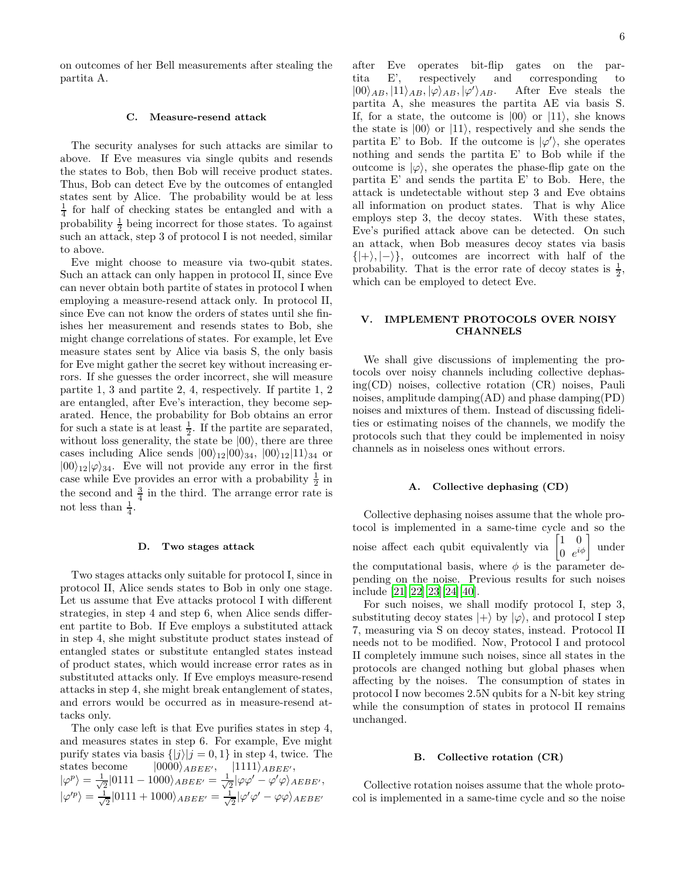on outcomes of her Bell measurements after stealing the partita A.

### C. Measure-resend attack

The security analyses for such attacks are similar to above. If Eve measures via single qubits and resends the states to Bob, then Bob will receive product states. Thus, Bob can detect Eve by the outcomes of entangled states sent by Alice. The probability would be at less $\frac{1}{4}$ for half of checking states be entangled and with a probability $\frac{1}{2}$ being incorrect for those states. To against such an attack, step 3 of protocol I is not needed, similar to above.

Eve might choose to measure via two-qubit states. Such an attack can only happen in protocol II, since Eve can never obtain both partite of states in protocol I when employing a measure-resend attack only. In protocol II, since Eve can not know the orders of states until she finishes her measurement and resends states to Bob, she might change correlations of states. For example, let Eve measure states sent by Alice via basis S, the only basis for Eve might gather the secret key without increasing errors. If she guesses the order incorrect, she will measure partite 1, 3 and partite 2, 4, respectively. If partite 1, 2 are entangled, after Eve's interaction, they become separated. Hence, the probability for Bob obtains an error for such a state is at least $\frac{1}{2}$. If the partite are separated, without loss generality, the state be $|00\rangle$, there are three cases including Alice sends $|00\rangle_{12}|00\rangle_{34}$, $|00\rangle_{12}|11\rangle_{34}$ or $|00\rangle_{12}|\varphi\rangle_{34}$. Eve will not provide any error in the first case while Eve provides an error with a probability $\frac{1}{2}$ in the second and $\frac{3}{4}$ in the third. The arrange error rate is not less than $\frac{1}{4}$.

### D. Two stages attack

Two stages attacks only suitable for protocol I, since in protocol II, Alice sends states to Bob in only one stage. Let us assume that Eve attacks protocol I with different strategies, in step 4 and step 6, when Alice sends different partite to Bob. If Eve employs a substituted attack in step 4, she might substitute product states instead of entangled states or substitute entangled states instead of product states, which would increase error rates as in substituted attacks only. If Eve employs measure-resend attacks in step 4, she might break entanglement of states, and errors would be occurred as in measure-resend attacks only.

The only case left is that Eve purifies states in step 4, and measures states in step 6. For example, Eve might purify states via basis $\{|j\rangle | j = 0, 1\}$ in step 4, twice. The states become $|0000\rangle_{ABEE'}$, $|1111\rangle_{ABEE'}$, $|\varphi^p\rangle = \frac{1}{\sqrt{2}}|0111 - 1000\rangle_{ABEE'} = \frac{1}{\sqrt{2}}|\varphi\varphi' - \varphi'\varphi\rangle_{AEBE'}$, $|\varphi'^p\rangle = \frac{1}{\sqrt{2}}|0111 + 1000\rangle_{ABEE'} = \frac{1}{\sqrt{2}}|\varphi'\varphi' - \varphi\varphi\rangle_{AEBE'}$ after Eve operates bit-flip gates on the partita E', respectively and corresponding to $|00\rangle_{AB}, |11\rangle_{AB}, |\varphi\rangle_{AB}, |\varphi'\rangle_{AB}$. After Eve steals the partita A, she measures the partita AE via basis S. If, for a state, the outcome is $|00\rangle$ or $|11\rangle$, she knows the state is $|00\rangle$ or $|11\rangle$, respectively and she sends the partita E' to Bob. If the outcome is $|\varphi'\rangle$, she operates nothing and sends the partita E' to Bob while if the outcome is $|\varphi\rangle$, she operates the phase-flip gate on the partita E' and sends the partita E' to Bob. Here, the attack is undetectable without step 3 and Eve obtains all information on product states. That is why Alice employs step 3, the decoy states. With these states, Eve's purified attack above can be detected. On such an attack, when Bob measures decoy states via basis $\{|+\rangle, |-\rangle\}$, outcomes are incorrect with half of the probability. That is the error rate of decoy states is $\frac{1}{2}$, which can be employed to detect Eve.

## V. IMPLEMENT PROTOCOLS OVER NOISY CHANNELS

We shall give discussions of implementing the protocols over noisy channels including collective dephasing(CD) noises, collective rotation (CR) noises, Pauli noises, amplitude damping(AD) and phase damping(PD) noises and mixtures of them. Instead of discussing fidelities or estimating noises of the channels, we modify the protocols such that they could be implemented in noisy channels as in noiseless ones without errors.

### A. Collective dephasing (CD)

Collective dephasing noises assume that the whole protocol is implemented in a same-time cycle and so the noise affect each qubit equivalently via $\begin{bmatrix} 1 & 0 \\ 0 & e^{i\phi} \end{bmatrix}$ under the computational basis, where $\phi$ is the parameter depending on the noise. Previous results for such noises include [21][22][23][24][40].

For such noises, we shall modify protocol I, step 3, substituting decoy states $|+\rangle$ by $|\varphi\rangle$, and protocol I step 7, measuring via S on decoy states, instead. Protocol II needs not to be modified. Now, Protocol I and protocol II completely immune such noises, since all states in the protocols are changed nothing but global phases when affecting by the noises. The consumption of states in protocol I now becomes 2.5N qubits for a N-bit key string while the consumption of states in protocol II remains unchanged.

### B. Collective rotation (CR)

Collective rotation noises assume that the whole protocol is implemented in a same-time cycle and so the noise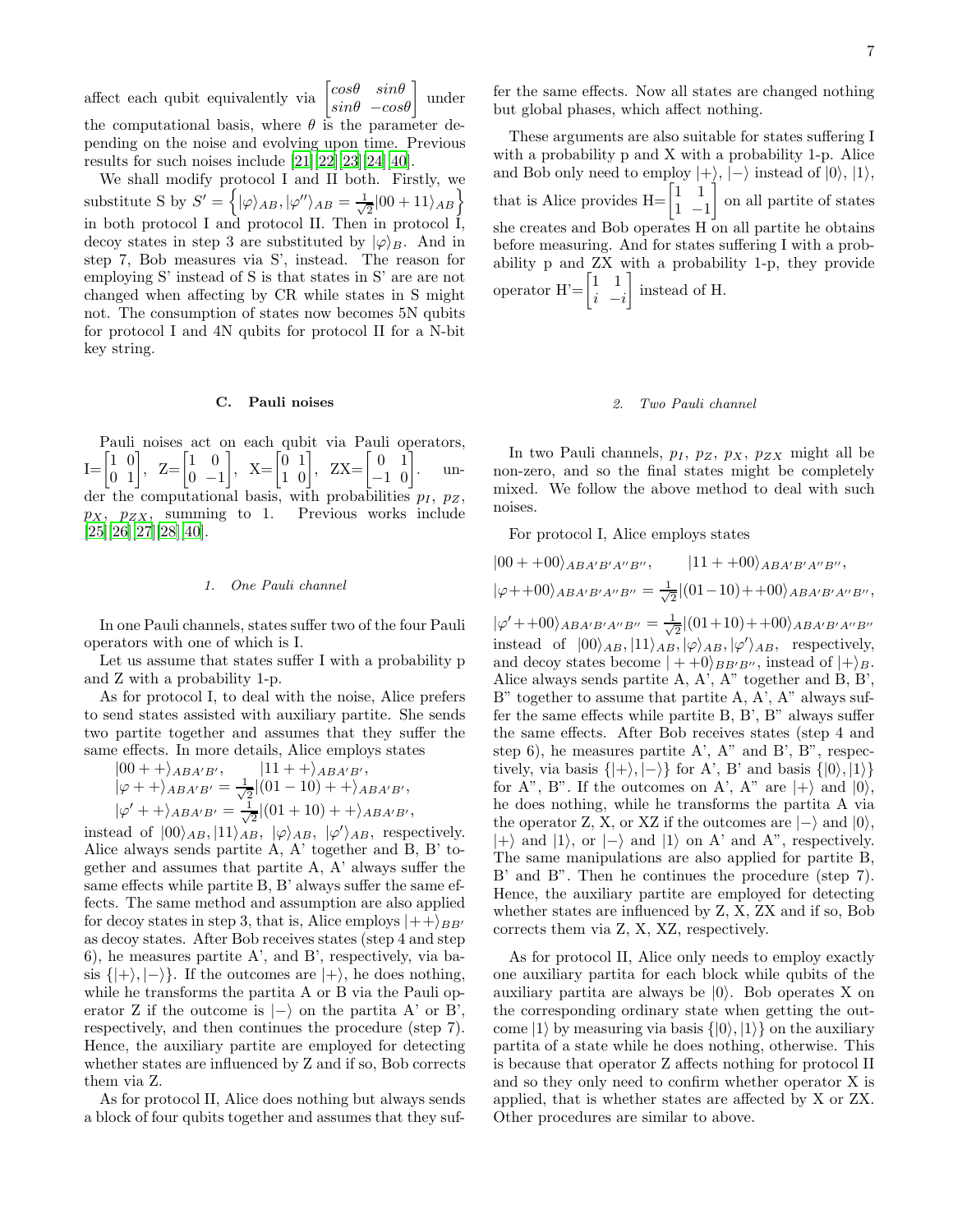affect each qubit equivalently via $\begin{bmatrix} cos\theta & sin\theta \\ sin\theta & -cos\theta \end{bmatrix}$ under the computational basis, where $\theta$ is the parameter depending on the noise and evolving upon time. Previous results for such noises include [21][22][23][24][40].

We shall modify protocol I and II both. Firstly, we substitute S by $S' = \left\{ |\varphi\rangle_{AB}, |\varphi''\rangle_{AB} = \frac{1}{\sqrt{2}}|00+11\rangle_{AB} \right\}$ in both protocol I and protocol II. Then in protocol I, decoy states in step 3 are substituted by $|\varphi\rangle_B$. And in step 7, Bob measures via S', instead. The reason for employing S' instead of S is that states in S' are not changed when affecting by CR while states in S might not. The consumption of states now becomes 5N qubits for protocol I and 4N qubits for protocol II for a N-bit key string.

### C. Pauli noises

Pauli noises act on each qubit via Pauli operators, I=$\begin{bmatrix} 1 & 0 \\ 0 & 1 \end{bmatrix}$, Z=$\begin{bmatrix} 1 & 0 \\ 0 & -1 \end{bmatrix}$, X=$\begin{bmatrix} 0 & 1 \\ 1 & 0 \end{bmatrix}$, ZX=$\begin{bmatrix} 0 & 1 \\ -1 & 0 \end{bmatrix}$. under the computational basis, with probabilities $p_I$, $p_Z$, $p_X$, $p_{ZX}$ summing to 1. Previous works include [25][26][27][28][40].

#### 1. One Pauli channel

In one Pauli channels, states suffer two of the four Pauli operators with one of which is I.

Let us assume that states suffer I with a probability p and Z with a probability 1-p.

As for protocol I, to deal with the noise, Alice prefers to send states assisted with auxiliary partite. She sends two partite together and assumes that they suffer the same effects. In more details, Alice employs states

$$|00++\rangle_{ABA'B'}, \qquad |11++\rangle_{ABA'B'},$$
$$|\varphi++\rangle_{ABA'B'} = \frac{1}{\sqrt{2}}|(01-10)++\rangle_{ABA'B'},$$
$$|\varphi'++\rangle_{ABA'B'} = \frac{1}{\sqrt{2}}|(01+10)++\rangle_{ABA'B'},$$

instead of $|00\rangle_{AB}, |11\rangle_{AB}$, $|\varphi\rangle_{AB}$, $|\varphi'\rangle_{AB}$, respectively. Alice always sends partite A, A' together and B, B' together and assumes that partite A, A' always suffer the same effects while partite B, B' always suffer the same effects. The same method and assumption are also applied for decoy states in step 3, that is, Alice employs $|++\rangle_{BB'}$ as decoy states. After Bob receives states (step 4 and step 6), he measures partite A', and B', respectively, via basis $\{|+\rangle, |-\rangle\}$. If the outcomes are $|+\rangle$, he does nothing, while he transforms the partita A or B via the Pauli operator Z if the outcome is $|-\rangle$ on the partita A' or B', respectively, and then continues the procedure (step 7). Hence, the auxiliary partite are employed for detecting whether states are influenced by Z and if so, Bob corrects them via Z.

As for protocol II, Alice does nothing but always sends a block of four qubits together and assumes that they suffer the same effects. Now all states are changed nothing but global phases, which affect nothing.

These arguments are also suitable for states suffering I with a probability p and X with a probability 1-p. Alice and Bob only need to employ $|+\rangle$, $|-\rangle$ instead of $|0\rangle$, $|1\rangle$, that is Alice provides H=$\begin{bmatrix} 1 & 1 \\ 1 & -1 \end{bmatrix}$ on all partite of states she creates and Bob operates H on all partite he obtains before measuring. And for states suffering I with a probability p and ZX with a probability 1-p, they provide operator H'=$\begin{bmatrix} 1 & 1 \\ i & -i \end{bmatrix}$ instead of H.

#### 2. Two Pauli channel

In two Pauli channels, $p_I$, $p_Z$, $p_X$, $p_{ZX}$ might all be non-zero, and so the final states might be completely mixed. We follow the above method to deal with such noises.

For protocol I, Alice employs states

$$|00++00\rangle_{ABA'B'A''B''}, \qquad |11++00\rangle_{ABA'B'A''B''},$$
$$|\varphi{+}{+}00\rangle_{ABA'B'A''B''} = \frac{1}{\sqrt{2}}|(01-10){+}{+}00\rangle_{ABA'B'A''B''},$$
$$|\varphi'{+}{+}00\rangle_{ABA'B'A''B''} = \frac{1}{\sqrt{2}}|(01+10){+}{+}00\rangle_{ABA'B'A''B''}$$

instead of $|00\rangle_{AB}, |11\rangle_{AB}, |\varphi\rangle_{AB}, |\varphi'\rangle_{AB}$, respectively, and decoy states become $|++0\rangle_{BB'B''}$, instead of $|+\rangle_B$. Alice always sends partite A, A', A" together and B, B', B" together to assume that partite A, A', A" always suffer the same effects while partite B, B', B" always suffer the same effects. After Bob receives states (step 4 and step 6), he measures partite A', A" and B', B", respectively, via basis $\{|+\rangle, |-\rangle\}$ for A', B' and basis $\{|0\rangle, |1\rangle\}$ for A", B". If the outcomes on A', A" are $|+\rangle$ and $|0\rangle$, he does nothing, while he transforms the partita A via the operator Z, X, or XZ if the outcomes are $|-\rangle$ and $|0\rangle$, $|+\rangle$ and $|1\rangle$, or $|-\rangle$ and $|1\rangle$ on A' and A", respectively. The same manipulations are also applied for partite B, B' and B". Then he continues the procedure (step 7). Hence, the auxiliary partite are employed for detecting whether states are influenced by Z, X, ZX and if so, Bob corrects them via Z, X, XZ, respectively.

As for protocol II, Alice only needs to employ exactly one auxiliary partita for each block while qubits of the auxiliary partita are always be $|0\rangle$. Bob operates X on the corresponding ordinary state when getting the outcome $|1\rangle$ by measuring via basis $\{|0\rangle, |1\rangle\}$ on the auxiliary partita of a state while he does nothing, otherwise. This is because that operator Z affects nothing for protocol II and so they only need to confirm whether operator X is applied, that is whether states are affected by X or ZX. Other procedures are similar to above.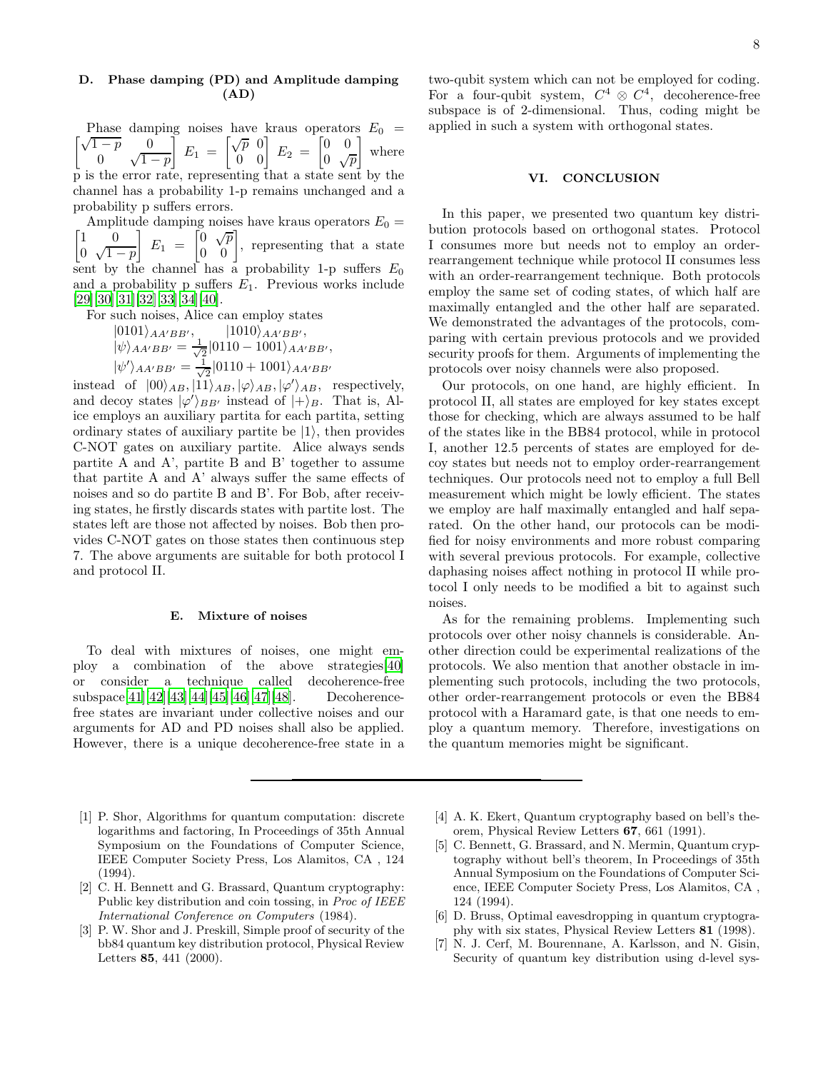### D. Phase damping (PD) and Amplitude damping (AD)

Phase damping noises have kraus operators $E_0 = \begin{bmatrix} \sqrt{1-p} & 0 \\ 0 & \sqrt{1-p} \end{bmatrix}$ $E_1 = \begin{bmatrix} \sqrt{p} & 0 \\ 0 & 0 \end{bmatrix}$ $E_2 = \begin{bmatrix} 0 & 0 \\ 0 & \sqrt{p} \end{bmatrix}$ where p is the error rate, representing that a state sent by the channel has a probability 1-p remains unchanged and a probability p suffers errors.

Amplitude damping noises have kraus operators $E_0 = \begin{bmatrix} 1 & 0 \\ 0 & \sqrt{1-p} \end{bmatrix}$ $E_1 = \begin{bmatrix} 0 & \sqrt{p} \\ 0 & 0 \end{bmatrix}$, representing that a state sent by the channel has a probability 1-p suffers $E_0$ and a probability p suffers $E_1$. Previous works include [29][30][31][32][33][34][40].

For such noises, Alice can employ states

$$|0101\rangle_{AA'BB'}, \qquad |1010\rangle_{AA'BB'},$$
$$|\psi\rangle_{AA'BB'} = \frac{1}{\sqrt{2}}|0110 - 1001\rangle_{AA'BB'},$$
$$|\psi'\rangle_{AA'BB'} = \frac{1}{\sqrt{2}}|0110 + 1001\rangle_{AA'BB'}$$

instead of $|00\rangle_{AB}, |11\rangle_{AB}, |\varphi\rangle_{AB}, |\varphi'\rangle_{AB}$, respectively, and decoy states $|\varphi'\rangle_{BB'}$ instead of $|+\rangle_B$. That is, Alice employs an auxiliary partita for each partita, setting ordinary states of auxiliary partite be $|1\rangle$, then provides C-NOT gates on auxiliary partite. Alice always sends partite A and A', partite B and B' together to assume that partite A and A' always suffer the same effects of noises and so do partite B and B'. For Bob, after receiving states, he firstly discards states with partite lost. The states left are those not affected by noises. Bob then provides C-NOT gates on those states then continuous step 7. The above arguments are suitable for both protocol I and protocol II.

### E. Mixture of noises

To deal with mixtures of noises, one might employ a combination of the above strategies[40] or consider a technique called decoherence-free subspace[41][42][43][44][45][46][47][48]. Decoherence-free states are invariant under collective noises and our arguments for AD and PD noises shall also be applied. However, there is a unique decoherence-free state in a two-qubit system which can not be employed for coding. For a four-qubit system, $C^4 \otimes C^4$, decoherence-free subspace is of 2-dimensional. Thus, coding might be applied in such a system with orthogonal states.

## VI. CONCLUSION

In this paper, we presented two quantum key distribution protocols based on orthogonal states. Protocol I consumes more but needs not to employ an order-rearrangement technique while protocol II consumes less with an order-rearrangement technique. Both protocols employ the same set of coding states, of which half are maximally entangled and the other half are separated. We demonstrated the advantages of the protocols, comparing with certain previous protocols and we provided security proofs for them. Arguments of implementing the protocols over noisy channels were also proposed.

Our protocols, on one hand, are highly efficient. In protocol II, all states are employed for key states except those for checking, which are always assumed to be half of the states like in the BB84 protocol, while in protocol I, another 12.5 percents of states are employed for decoy states but needs not to employ order-rearrangement techniques. Our protocols need not to employ a full Bell measurement which might be lowly efficient. The states we employ are half maximally entangled and half separated. On the other hand, our protocols can be modified for noisy environments and more robust comparing with several previous protocols. For example, collective daphasing noises affect nothing in protocol II while protocol I only needs to be modified a bit to against such noises.

As for the remaining problems. Implementing such protocols over other noisy channels is considerable. Another direction could be experimental realizations of the protocols. We also mention that another obstacle in implementing such protocols, including the two protocols, other order-rearrangement protocols or even the BB84 protocol with a Haramard gate, is that one needs to employ a quantum memory. Therefore, investigations on the quantum memories might be significant.

---

[1] P. Shor, Algorithms for quantum computation: discrete logarithms and factoring, In Proceedings of 35th Annual Symposium on the Foundations of Computer Science, IEEE Computer Society Press, Los Alamitos, CA , 124 (1994).

[2] C. H. Bennett and G. Brassard, Quantum cryptography: Public key distribution and coin tossing, in *Proc of IEEE International Conference on Computers* (1984).

[3] P. W. Shor and J. Preskill, Simple proof of security of the bb84 quantum key distribution protocol, Physical Review Letters **85**, 441 (2000).

[4] A. K. Ekert, Quantum cryptography based on bell's theorem, Physical Review Letters **67**, 661 (1991).

[5] C. Bennett, G. Brassard, and N. Mermin, Quantum cryptography without bell's theorem, In Proceedings of 35th Annual Symposium on the Foundations of Computer Science, IEEE Computer Society Press, Los Alamitos, CA , 124 (1994).

[6] D. Bruss, Optimal eavesdropping in quantum cryptography with six states, Physical Review Letters **81** (1998).

[7] N. J. Cerf, M. Bourennane, A. Karlsson, and N. Gisin, Security of quantum key distribution using d-level sys-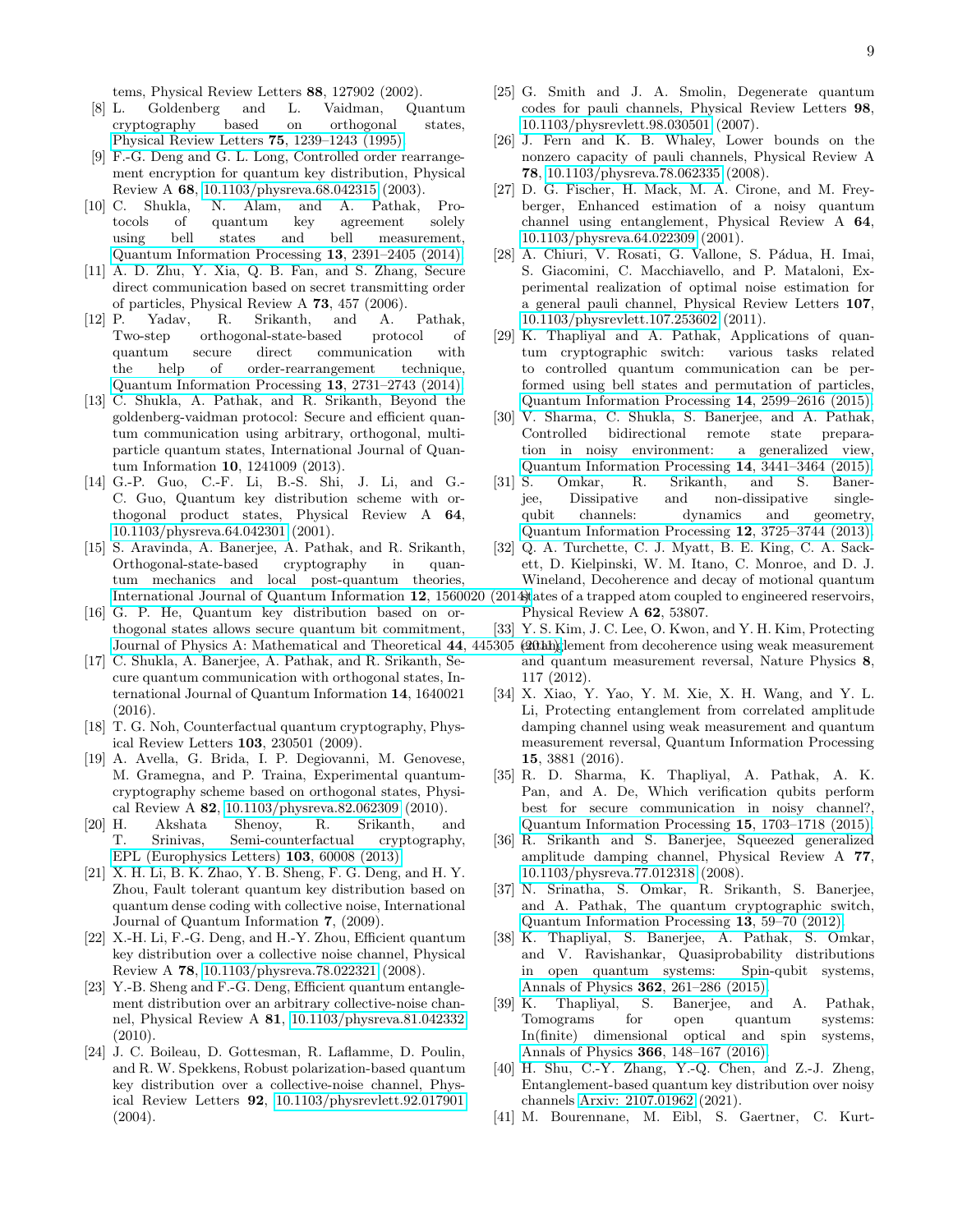tems, Physical Review Letters **88**, 127902 (2002).

[8] L. Goldenberg and L. Vaidman, Quantum cryptography based on orthogonal states, Physical Review Letters **75**, 1239–1243 (1995).

[9] F.-G. Deng and G. L. Long, Controlled order rearrangement encryption for quantum key distribution, Physical Review A **68**, 10.1103/physreva.68.042315 (2003).

[10] C. Shukla, N. Alam, and A. Pathak, Protocols of quantum key agreement solely using bell states and bell measurement, Quantum Information Processing **13**, 2391–2405 (2014).

[11] A. D. Zhu, Y. Xia, Q. B. Fan, and S. Zhang, Secure direct communication based on secret transmitting order of particles, Physical Review A **73**, 457 (2006).

[12] P. Yadav, R. Srikanth, and A. Pathak, Two-step orthogonal-state-based protocol of quantum secure direct communication with the help of order-rearrangement technique, Quantum Information Processing **13**, 2731–2743 (2014).

[13] C. Shukla, A. Pathak, and R. Srikanth, Beyond the goldenberg-vaidman protocol: Secure and efficient quantum communication using arbitrary, orthogonal, multiparticle quantum states, International Journal of Quantum Information **10**, 1241009 (2013).

[14] G.-P. Guo, C.-F. Li, B.-S. Shi, J. Li, and G.-C. Guo, Quantum key distribution scheme with orthogonal product states, Physical Review A **64**, 10.1103/physreva.64.042301 (2001).

[15] S. Aravinda, A. Banerjee, A. Pathak, and R. Srikanth, Orthogonal-state-based cryptography in quantum mechanics and local post-quantum theories, International Journal of Quantum Information **12**, 1560020 (2014).

[16] G. P. He, Quantum key distribution based on orthogonal states allows secure quantum bit commitment, Journal of Physics A: Mathematical and Theoretical **44**, 445305 (2011).

[17] C. Shukla, A. Banerjee, A. Pathak, and R. Srikanth, Secure quantum communication with orthogonal states, International Journal of Quantum Information **14**, 1640021 (2016).

[18] T. G. Noh, Counterfactual quantum cryptography, Physical Review Letters **103**, 230501 (2009).

[19] A. Avella, G. Brida, I. P. Degiovanni, M. Genovese, M. Gramegna, and P. Traina, Experimental quantum-cryptography scheme based on orthogonal states, Physical Review A **82**, 10.1103/physreva.82.062309 (2010).

[20] H. Akshata Shenoy, R. Srikanth, and T. Srinivas, Semi-counterfactual cryptography, EPL (Europhysics Letters) **103**, 60008 (2013).

[21] X. H. Li, B. K. Zhao, Y. B. Sheng, F. G. Deng, and H. Y. Zhou, Fault tolerant quantum key distribution based on quantum dense coding with collective noise, International Journal of Quantum Information **7**, (2009).

[22] X.-H. Li, F.-G. Deng, and H.-Y. Zhou, Efficient quantum key distribution over a collective noise channel, Physical Review A **78**, 10.1103/physreva.78.022321 (2008).

[23] Y.-B. Sheng and F.-G. Deng, Efficient quantum entanglement distribution over an arbitrary collective-noise channel, Physical Review A **81**, 10.1103/physreva.81.042332 (2010).

[24] J. C. Boileau, D. Gottesman, R. Laflamme, D. Poulin, and R. W. Spekkens, Robust polarization-based quantum key distribution over a collective-noise channel, Physical Review Letters **92**, 10.1103/physrevlett.92.017901 (2004).

[25] G. Smith and J. A. Smolin, Degenerate quantum codes for pauli channels, Physical Review Letters **98**, 10.1103/physrevlett.98.030501 (2007).

[26] J. Fern and K. B. Whaley, Lower bounds on the nonzero capacity of pauli channels, Physical Review A **78**, 10.1103/physreva.78.062335 (2008).

[27] D. G. Fischer, H. Mack, M. A. Cirone, and M. Freyberger, Enhanced estimation of a noisy quantum channel using entanglement, Physical Review A **64**, 10.1103/physreva.64.022309 (2001).

[28] A. Chiuri, V. Rosati, G. Vallone, S. Pádua, H. Imai, S. Giacomini, C. Macchiavello, and P. Mataloni, Experimental realization of optimal noise estimation for a general pauli channel, Physical Review Letters **107**, 10.1103/physrevlett.107.253602 (2011).

[29] K. Thapliyal and A. Pathak, Applications of quantum cryptographic switch: various tasks related to controlled quantum communication can be performed using bell states and permutation of particles, Quantum Information Processing **14**, 2599–2616 (2015).

[30] V. Sharma, C. Shukla, S. Banerjee, and A. Pathak, Controlled bidirectional remote state preparation in noisy environment: a generalized view, Quantum Information Processing **14**, 3441–3464 (2015).

[31] S. Omkar, R. Srikanth, and S. Banerjee, Dissipative and non-dissipative single-qubit channels: dynamics and geometry, Quantum Information Processing **12**, 3725–3744 (2013).

[32] Q. A. Turchette, C. J. Myatt, B. E. King, C. A. Sackett, D. Kielpinski, W. M. Itano, C. Monroe, and D. J. Wineland, Decoherence and decay of motional quantum states of a trapped atom coupled to engineered reservoirs, Physical Review A **62**, 53807.

[33] Y. S. Kim, J. C. Lee, O. Kwon, and Y. H. Kim, Protecting entanglement from decoherence using weak measurement and quantum measurement reversal, Nature Physics **8**, 117 (2012).

[34] X. Xiao, Y. Yao, Y. M. Xie, X. H. Wang, and Y. L. Li, Protecting entanglement from correlated amplitude damping channel using weak measurement and quantum measurement reversal, Quantum Information Processing **15**, 3881 (2016).

[35] R. D. Sharma, K. Thapliyal, A. Pathak, A. K. Pan, and A. De, Which verification qubits perform best for secure communication in noisy channel?, Quantum Information Processing **15**, 1703–1718 (2015).

[36] R. Srikanth and S. Banerjee, Squeezed generalized amplitude damping channel, Physical Review A **77**, 10.1103/physreva.77.012318 (2008).

[37] N. Srinatha, S. Omkar, R. Srikanth, S. Banerjee, and A. Pathak, The quantum cryptographic switch, Quantum Information Processing **13**, 59–70 (2012).

[38] K. Thapliyal, S. Banerjee, A. Pathak, S. Omkar, and V. Ravishankar, Quasiprobability distributions in open quantum systems: Spin-qubit systems, Annals of Physics **362**, 261–286 (2015).

[39] K. Thapliyal, S. Banerjee, and A. Pathak, Tomograms for open quantum systems: In(finite) dimensional optical and spin systems, Annals of Physics **366**, 148–167 (2016).

[40] H. Shu, C.-Y. Zhang, Y.-Q. Chen, and Z.-J. Zheng, Entanglement-based quantum key distribution over noisy channels Arxiv: 2107.01962 (2021).

[41] M. Bourennane, M. Eibl, S. Gaertner, C. Kurt-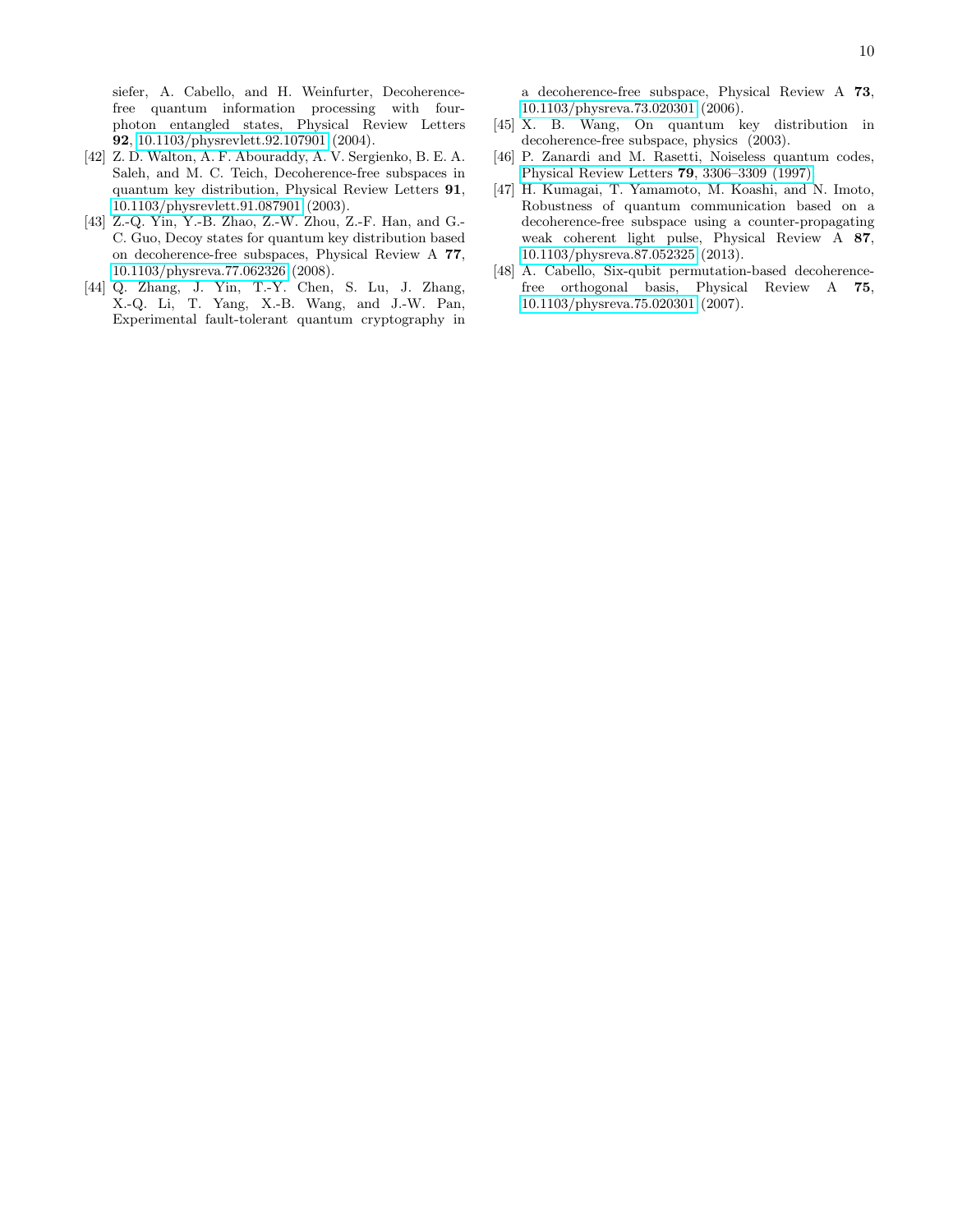siefer, A. Cabello, and H. Weinfurter, Decoherence-free quantum information processing with four-photon entangled states, Physical Review Letters **92**, 10.1103/physrevlett.92.107901 (2004).

[42] Z. D. Walton, A. F. Abouraddy, A. V. Sergienko, B. E. A. Saleh, and M. C. Teich, Decoherence-free subspaces in quantum key distribution, Physical Review Letters **91**, 10.1103/physrevlett.91.087901 (2003).

[43] Z.-Q. Yin, Y.-B. Zhao, Z.-W. Zhou, Z.-F. Han, and G.-C. Guo, Decoy states for quantum key distribution based on decoherence-free subspaces, Physical Review A **77**, 10.1103/physreva.77.062326 (2008).

[44] Q. Zhang, J. Yin, T.-Y. Chen, S. Lu, J. Zhang, X.-Q. Li, T. Yang, X.-B. Wang, and J.-W. Pan, Experimental fault-tolerant quantum cryptography in a decoherence-free subspace, Physical Review A **73**, 10.1103/physreva.73.020301 (2006).

[45] X. B. Wang, On quantum key distribution in decoherence-free subspace, physics (2003).

[46] P. Zanardi and M. Rasetti, Noiseless quantum codes, Physical Review Letters **79**, 3306–3309 (1997).

[47] H. Kumagai, T. Yamamoto, M. Koashi, and N. Imoto, Robustness of quantum communication based on a decoherence-free subspace using a counter-propagating weak coherent light pulse, Physical Review A **87**, 10.1103/physreva.87.052325 (2013).

[48] A. Cabello, Six-qubit permutation-based decoherence-free orthogonal basis, Physical Review A **75**, 10.1103/physreva.75.020301 (2007).